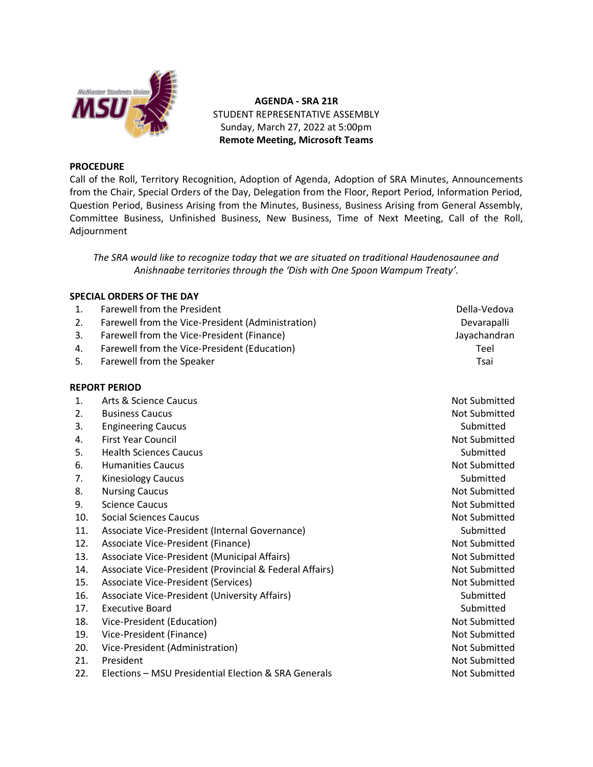**AGENDA - SRA 21R**
STUDENT REPRESENTATIVE ASSEMBLY
Sunday, March 27, 2022 at 5:00pm
**Remote Meeting, Microsoft Teams**

**PROCEDURE**

Call of the Roll, Territory Recognition, Adoption of Agenda, Adoption of SRA Minutes, Announcements from the Chair, Special Orders of the Day, Delegation from the Floor, Report Period, Information Period, Question Period, Business Arising from the Minutes, Business, Business Arising from General Assembly, Committee Business, Unfinished Business, New Business, Time of Next Meeting, Call of the Roll, Adjournment

*The SRA would like to recognize today that we are situated on traditional Haudenosaunee and Anishnaabe territories through the 'Dish with One Spoon Wampum Treaty'.*

**SPECIAL ORDERS OF THE DAY**

| | | |
|---|---|---|
| 1. | Farewell from the President | Della-Vedova |
| 2. | Farewell from the Vice-President (Administration) | Devarapalli |
| 3. | Farewell from the Vice-President (Finance) | Jayachandran |
| 4. | Farewell from the Vice-President (Education) | Teel |
| 5. | Farewell from the Speaker | Tsai |

**REPORT PERIOD**

| | | |
|---|---|---|
| 1. | Arts & Science Caucus | Not Submitted |
| 2. | Business Caucus | Not Submitted |
| 3. | Engineering Caucus | Submitted |
| 4. | First Year Council | Not Submitted |
| 5. | Health Sciences Caucus | Submitted |
| 6. | Humanities Caucus | Not Submitted |
| 7. | Kinesiology Caucus | Submitted |
| 8. | Nursing Caucus | Not Submitted |
| 9. | Science Caucus | Not Submitted |
| 10. | Social Sciences Caucus | Not Submitted |
| 11. | Associate Vice-President (Internal Governance) | Submitted |
| 12. | Associate Vice-President (Finance) | Not Submitted |
| 13. | Associate Vice-President (Municipal Affairs) | Not Submitted |
| 14. | Associate Vice-President (Provincial & Federal Affairs) | Not Submitted |
| 15. | Associate Vice-President (Services) | Not Submitted |
| 16. | Associate Vice-President (University Affairs) | Submitted |
| 17. | Executive Board | Submitted |
| 18. | Vice-President (Education) | Not Submitted |
| 19. | Vice-President (Finance) | Not Submitted |
| 20. | Vice-President (Administration) | Not Submitted |
| 21. | President | Not Submitted |
| 22. | Elections – MSU Presidential Election & SRA Generals | Not Submitted |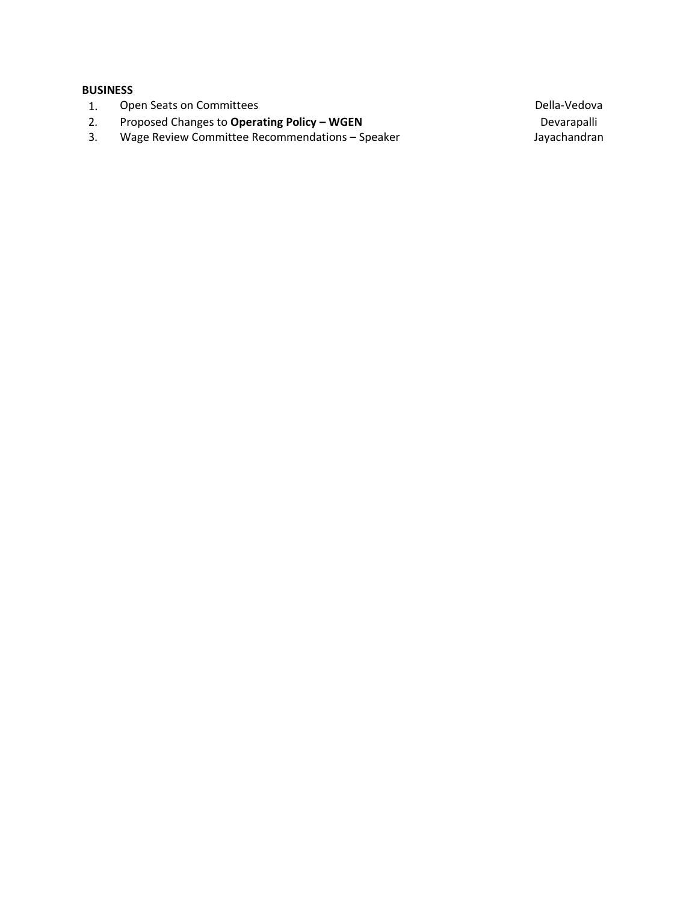**BUSINESS**

| | | |
|---|---|---|
| 1. | Open Seats on Committees | Della-Vedova |
| 2. | Proposed Changes to **Operating Policy – WGEN** | Devarapalli |
| 3. | Wage Review Committee Recommendations – Speaker | Jayachandran |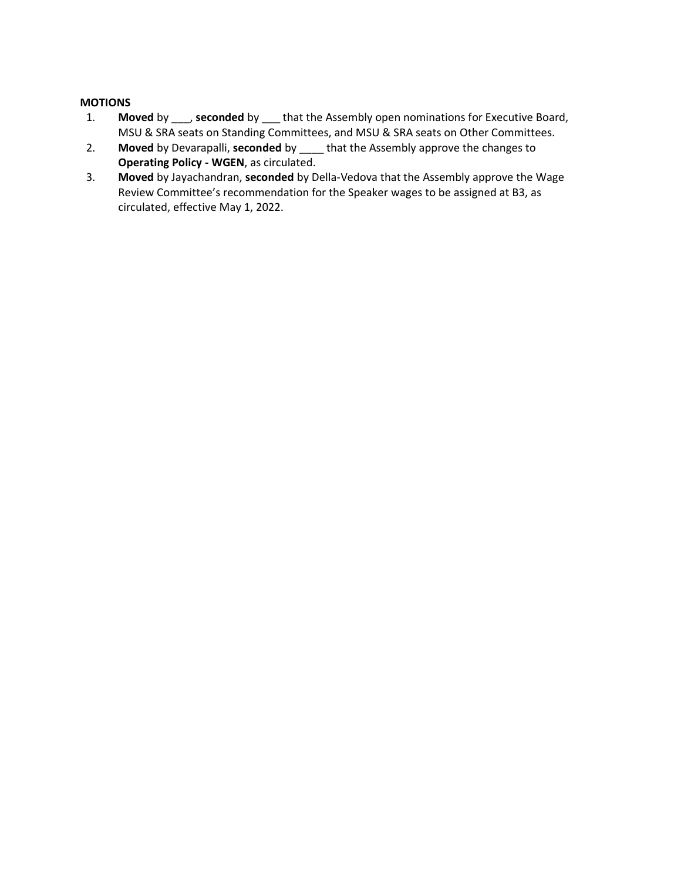**MOTIONS**

1. **Moved** by ___, **seconded** by ___ that the Assembly open nominations for Executive Board, MSU & SRA seats on Standing Committees, and MSU & SRA seats on Other Committees.
2. **Moved** by Devarapalli, **seconded** by ____ that the Assembly approve the changes to **Operating Policy - WGEN**, as circulated.
3. **Moved** by Jayachandran, **seconded** by Della-Vedova that the Assembly approve the Wage Review Committee's recommendation for the Speaker wages to be assigned at B3, as circulated, effective May 1, 2022.